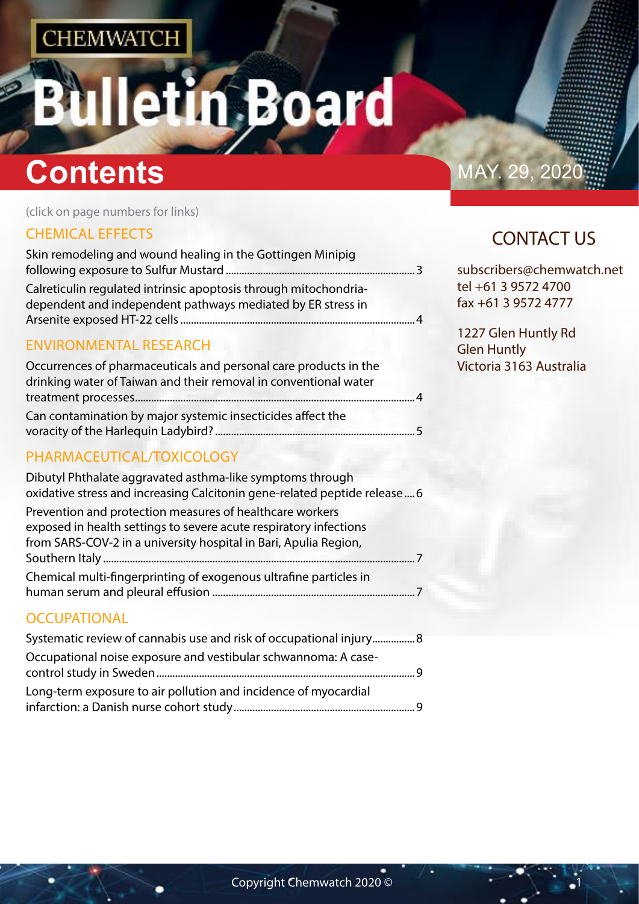CHEMWATCH

# Bulletin Board

# Contents

MAY. 29, 2020

(click on page numbers for links)

## CHEMICAL EFFECTS

Skin remodeling and wound healing in the Gottingen Minipig following exposure to Sulfur Mustard ....................3

Calreticulin regulated intrinsic apoptosis through mitochondria-dependent and independent pathways mediated by ER stress in Arsenite exposed HT-22 cells ....................4

## ENVIRONMENTAL RESEARCH

Occurrences of pharmaceuticals and personal care products in the drinking water of Taiwan and their removal in conventional water treatment processes....................4

Can contamination by major systemic insecticides affect the voracity of the Harlequin Ladybird? ....................5

## PHARMACEUTICAL/TOXICOLOGY

Dibutyl Phthalate aggravated asthma-like symptoms through oxidative stress and increasing Calcitonin gene-related peptide release ....6

Prevention and protection measures of healthcare workers exposed in health settings to severe acute respiratory infections from SARS-COV-2 in a university hospital in Bari, Apulia Region, Southern Italy ....................7

Chemical multi-fingerprinting of exogenous ultrafine particles in human serum and pleural effusion ....................7

## OCCUPATIONAL

Systematic review of cannabis use and risk of occupational injury................8

Occupational noise exposure and vestibular schwannoma: A case-control study in Sweden ....................9

Long-term exposure to air pollution and incidence of myocardial infarction: a Danish nurse cohort study ....................9

## CONTACT US

subscribers@chemwatch.net
tel +61 3 9572 4700
fax +61 3 9572 4777

1227 Glen Huntly Rd
Glen Huntly
Victoria 3163 Australia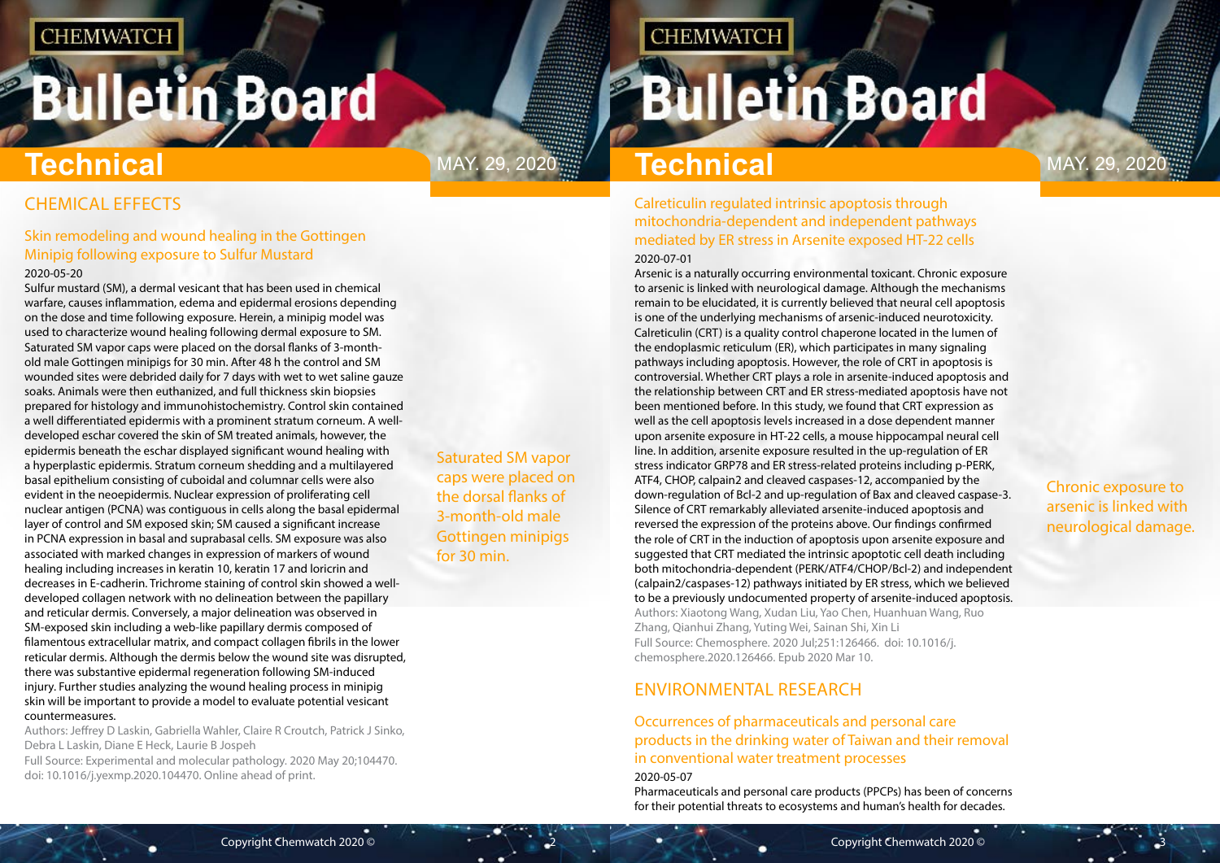## CHEMICAL EFFECTS

### Skin remodeling and wound healing in the Gottingen Minipig following exposure to Sulfur Mustard

2020-05-20

Sulfur mustard (SM), a dermal vesicant that has been used in chemical warfare, causes inflammation, edema and epidermal erosions depending on the dose and time following exposure. Herein, a minipig model was used to characterize wound healing following dermal exposure to SM. Saturated SM vapor caps were placed on the dorsal flanks of 3-month-old male Gottingen minipigs for 30 min. After 48 h the control and SM wounded sites were debrided daily for 7 days with wet to wet saline gauze soaks. Animals were then euthanized, and full thickness skin biopsies prepared for histology and immunohistochemistry. Control skin contained a well differentiated epidermis with a prominent stratum corneum. A well-developed eschar covered the skin of SM treated animals, however, the epidermis beneath the eschar displayed significant wound healing with a hyperplastic epidermis. Stratum corneum shedding and a multilayered basal epithelium consisting of cuboidal and columnar cells were also evident in the neoepidermis. Nuclear expression of proliferating cell nuclear antigen (PCNA) was contiguous in cells along the basal epidermal layer of control and SM exposed skin; SM caused a significant increase in PCNA expression in basal and suprabasal cells. SM exposure was also associated with marked changes in expression of markers of wound healing including increases in keratin 10, keratin 17 and loricrin and decreases in E-cadherin. Trichrome staining of control skin showed a well-developed collagen network with no delineation between the papillary and reticular dermis. Conversely, a major delineation was observed in SM-exposed skin including a web-like papillary dermis composed of filamentous extracellular matrix, and compact collagen fibrils in the lower reticular dermis. Although the dermis below the wound site was disrupted, there was substantive epidermal regeneration following SM-induced injury. Further studies analyzing the wound healing process in minipig skin will be important to provide a model to evaluate potential vesicant countermeasures.

Authors: Jeffrey D Laskin, Gabriella Wahler, Claire R Croutch, Patrick J Sinko, Debra L Laskin, Diane E Heck, Laurie B Jospeh

Full Source: Experimental and molecular pathology. 2020 May 20;104470. doi: 10.1016/j.yexmp.2020.104470. Online ahead of print.

Saturated SM vapor caps were placed on the dorsal flanks of 3-month-old male Gottingen minipigs for 30 min.

### Calreticulin regulated intrinsic apoptosis through mitochondria-dependent and independent pathways mediated by ER stress in Arsenite exposed HT-22 cells

2020-07-01

Arsenic is a naturally occurring environmental toxicant. Chronic exposure to arsenic is linked with neurological damage. Although the mechanisms remain to be elucidated, it is currently believed that neural cell apoptosis is one of the underlying mechanisms of arsenic-induced neurotoxicity. Calreticulin (CRT) is a quality control chaperone located in the lumen of the endoplasmic reticulum (ER), which participates in many signaling pathways including apoptosis. However, the role of CRT in apoptosis is controversial. Whether CRT plays a role in arsenite-induced apoptosis and the relationship between CRT and ER stress-mediated apoptosis have not been mentioned before. In this study, we found that CRT expression as well as the cell apoptosis levels increased in a dose dependent manner upon arsenite exposure in HT-22 cells, a mouse hippocampal neural cell line. In addition, arsenite exposure resulted in the up-regulation of ER stress indicator GRP78 and ER stress-related proteins including p-PERK, ATF4, CHOP, calpain2 and cleaved caspases-12, accompanied by the down-regulation of Bcl-2 and up-regulation of Bax and cleaved caspase-3. Silence of CRT remarkably alleviated arsenite-induced apoptosis and reversed the expression of the proteins above. Our findings confirmed the role of CRT in the induction of apoptosis upon arsenite exposure and suggested that CRT mediated the intrinsic apoptotic cell death including both mitochondria-dependent (PERK/ATF4/CHOP/Bcl-2) and independent (calpain2/caspases-12) pathways initiated by ER stress, which we believed to be a previously undocumented property of arsenite-induced apoptosis.

Authors: Xiaotong Wang, Xudan Liu, Yao Chen, Huanhuan Wang, Ruo Zhang, Qianhui Zhang, Yuting Wei, Sainan Shi, Xin Li

Full Source: Chemosphere. 2020 Jul;251:126466. doi: 10.1016/j.chemosphere.2020.126466. Epub 2020 Mar 10.

Chronic exposure to arsenic is linked with neurological damage.

## ENVIRONMENTAL RESEARCH

### Occurrences of pharmaceuticals and personal care products in the drinking water of Taiwan and their removal in conventional water treatment processes

2020-05-07

Pharmaceuticals and personal care products (PPCPs) has been of concerns for their potential threats to ecosystems and human's health for decades.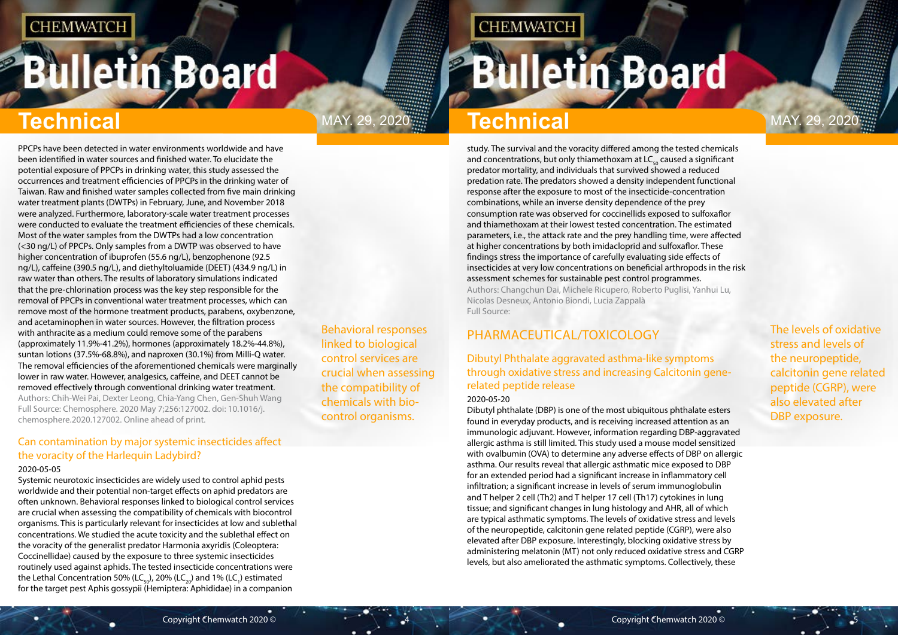PPCPs have been detected in water environments worldwide and have been identified in water sources and finished water. To elucidate the potential exposure of PPCPs in drinking water, this study assessed the occurrences and treatment efficiencies of PPCPs in the drinking water of Taiwan. Raw and finished water samples collected from five main drinking water treatment plants (DWTPs) in February, June, and November 2018 were analyzed. Furthermore, laboratory-scale water treatment processes were conducted to evaluate the treatment efficiencies of these chemicals. Most of the water samples from the DWTPs had a low concentration (<30 ng/L) of PPCPs. Only samples from a DWTP was observed to have higher concentration of ibuprofen (55.6 ng/L), benzophenone (92.5 ng/L), caffeine (390.5 ng/L), and diethyltoluamide (DEET) (434.9 ng/L) in raw water than others. The results of laboratory simulations indicated that the pre-chlorination process was the key step responsible for the removal of PPCPs in conventional water treatment processes, which can remove most of the hormone treatment products, parabens, oxybenzone, and acetaminophen in water sources. However, the filtration process with anthracite as a medium could remove some of the parabens (approximately 11.9%-41.2%), hormones (approximately 18.2%-44.8%), suntan lotions (37.5%-68.8%), and naproxen (30.1%) from Milli-Q water. The removal efficiencies of the aforementioned chemicals were marginally lower in raw water. However, analgesics, caffeine, and DEET cannot be removed effectively through conventional drinking water treatment.

Authors: Chih-Wei Pai, Dexter Leong, Chia-Yang Chen, Gen-Shuh Wang

Full Source: Chemosphere. 2020 May 7;256:127002. doi: 10.1016/j.chemosphere.2020.127002. Online ahead of print.

### Can contamination by major systemic insecticides affect the voracity of the Harlequin Ladybird?

2020-05-05

Systemic neurotoxic insecticides are widely used to control aphid pests worldwide and their potential non-target effects on aphid predators are often unknown. Behavioral responses linked to biological control services are crucial when assessing the compatibility of chemicals with biocontrol organisms. This is particularly relevant for insecticides at low and sublethal concentrations. We studied the acute toxicity and the sublethal effect on the voracity of the generalist predator Harmonia axyridis (Coleoptera: Coccinellidae) caused by the exposure to three systemic insecticides routinely used against aphids. The tested insecticide concentrations were the Lethal Concentration 50% ($LC_{50}$), 20% ($LC_{20}$) and 1% ($LC_{1}$) estimated for the target pest Aphis gossypii (Hemiptera: Aphididae) in a companion study. The survival and the voracity differed among the tested chemicals and concentrations, but only thiamethoxam at $LC_{50}$ caused a significant predator mortality, and individuals that survived showed a reduced predation rate. The predators showed a density independent functional response after the exposure to most of the insecticide-concentration combinations, while an inverse density dependence of the prey consumption rate was observed for coccinellids exposed to sulfoxaflor and thiamethoxam at their lowest tested concentration. The estimated parameters, i.e., the attack rate and the prey handling time, were affected at higher concentrations by both imidacloprid and sulfoxaflor. These findings stress the importance of carefully evaluating side effects of insecticides at very low concentrations on beneficial arthropods in the risk assessment schemes for sustainable pest control programmes.

Authors: Changchun Dai, Michele Ricupero, Roberto Puglisi, Yanhui Lu, Nicolas Desneux, Antonio Biondi, Lucia Zappalà

Full Source:

Behavioral responses linked to biological control services are crucial when assessing the compatibility of chemicals with bio-control organisms.

## PHARMACEUTICAL/TOXICOLOGY

### Dibutyl Phthalate aggravated asthma-like symptoms through oxidative stress and increasing Calcitonin gene-related peptide release

2020-05-20

Dibutyl phthalate (DBP) is one of the most ubiquitous phthalate esters found in everyday products, and is receiving increased attention as an immunologic adjuvant. However, information regarding DBP-aggravated allergic asthma is still limited. This study used a mouse model sensitized with ovalbumin (OVA) to determine any adverse effects of DBP on allergic asthma. Our results reveal that allergic asthmatic mice exposed to DBP for an extended period had a significant increase in inflammatory cell infiltration; a significant increase in levels of serum immunoglobulin and T helper 2 cell (Th2) and T helper 17 cell (Th17) cytokines in lung tissue; and significant changes in lung histology and AHR, all of which are typical asthmatic symptoms. The levels of oxidative stress and levels of the neuropeptide, calcitonin gene related peptide (CGRP), were also elevated after DBP exposure. Interestingly, blocking oxidative stress by administering melatonin (MT) not only reduced oxidative stress and CGRP levels, but also ameliorated the asthmatic symptoms. Collectively, these

The levels of oxidative stress and levels of the neuropeptide, calcitonin gene related peptide (CGRP), were also elevated after DBP exposure.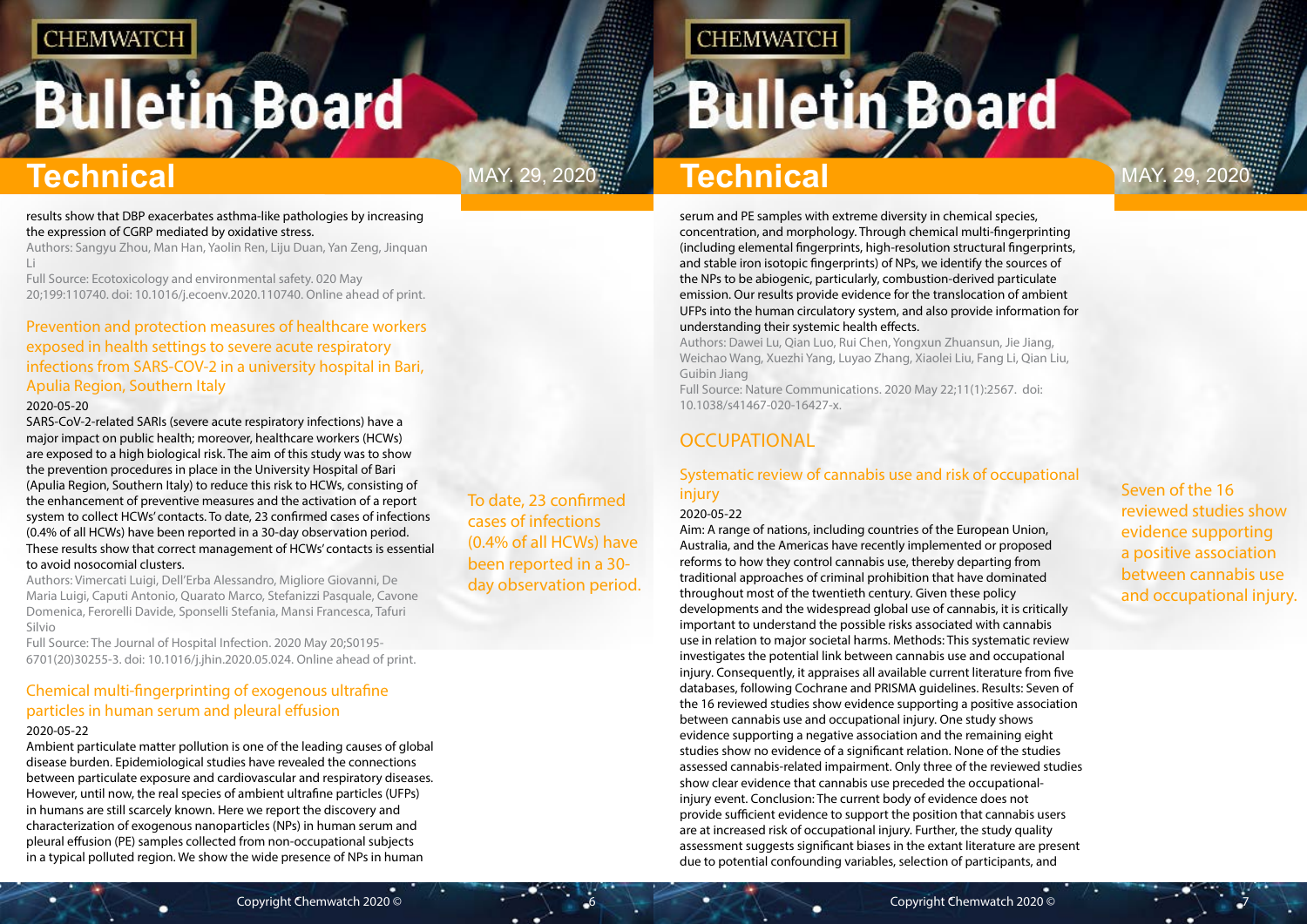results show that DBP exacerbates asthma-like pathologies by increasing the expression of CGRP mediated by oxidative stress.

Authors: Sangyu Zhou, Man Han, Yaolin Ren, Liju Duan, Yan Zeng, Jinquan Li

Full Source: Ecotoxicology and environmental safety. 020 May 20;199:110740. doi: 10.1016/j.ecoenv.2020.110740. Online ahead of print.

### Prevention and protection measures of healthcare workers exposed in health settings to severe acute respiratory infections from SARS-COV-2 in a university hospital in Bari, Apulia Region, Southern Italy

2020-05-20

SARS-CoV-2-related SARIs (severe acute respiratory infections) have a major impact on public health; moreover, healthcare workers (HCWs) are exposed to a high biological risk. The aim of this study was to show the prevention procedures in place in the University Hospital of Bari (Apulia Region, Southern Italy) to reduce this risk to HCWs, consisting of the enhancement of preventive measures and the activation of a report system to collect HCWs' contacts. To date, 23 confirmed cases of infections (0.4% of all HCWs) have been reported in a 30-day observation period. These results show that correct management of HCWs' contacts is essential to avoid nosocomial clusters.

Authors: Vimercati Luigi, Dell'Erba Alessandro, Migliore Giovanni, De Maria Luigi, Caputi Antonio, Quarato Marco, Stefanizzi Pasquale, Cavone Domenica, Ferorelli Davide, Sponselli Stefania, Mansi Francesca, Tafuri Silvio

Full Source: The Journal of Hospital Infection. 2020 May 20;S0195-6701(20)30255-3. doi: 10.1016/j.jhin.2020.05.024. Online ahead of print.

To date, 23 confirmed cases of infections (0.4% of all HCWs) have been reported in a 30-day observation period.

### Chemical multi-fingerprinting of exogenous ultrafine particles in human serum and pleural effusion

2020-05-22

Ambient particulate matter pollution is one of the leading causes of global disease burden. Epidemiological studies have revealed the connections between particulate exposure and cardiovascular and respiratory diseases. However, until now, the real species of ambient ultrafine particles (UFPs) in humans are still scarcely known. Here we report the discovery and characterization of exogenous nanoparticles (NPs) in human serum and pleural effusion (PE) samples collected from non-occupational subjects in a typical polluted region. We show the wide presence of NPs in human serum and PE samples with extreme diversity in chemical species, concentration, and morphology. Through chemical multi-fingerprinting (including elemental fingerprints, high-resolution structural fingerprints, and stable iron isotopic fingerprints) of NPs, we identify the sources of the NPs to be abiogenic, particularly, combustion-derived particulate emission. Our results provide evidence for the translocation of ambient UFPs into the human circulatory system, and also provide information for understanding their systemic health effects.

Authors: Dawei Lu, Qian Luo, Rui Chen, Yongxun Zhuansun, Jie Jiang, Weichao Wang, Xuezhi Yang, Luyao Zhang, Xiaolei Liu, Fang Li, Qian Liu, Guibin Jiang

Full Source: Nature Communications. 2020 May 22;11(1):2567. doi: 10.1038/s41467-020-16427-x.

## OCCUPATIONAL

### Systematic review of cannabis use and risk of occupational injury

2020-05-22

Aim: A range of nations, including countries of the European Union, Australia, and the Americas have recently implemented or proposed reforms to how they control cannabis use, thereby departing from traditional approaches of criminal prohibition that have dominated throughout most of the twentieth century. Given these policy developments and the widespread global use of cannabis, it is critically important to understand the possible risks associated with cannabis use in relation to major societal harms. Methods: This systematic review investigates the potential link between cannabis use and occupational injury. Consequently, it appraises all available current literature from five databases, following Cochrane and PRISMA guidelines. Results: Seven of the 16 reviewed studies show evidence supporting a positive association between cannabis use and occupational injury. One study shows evidence supporting a negative association and the remaining eight studies show no evidence of a significant relation. None of the studies assessed cannabis-related impairment. Only three of the reviewed studies show clear evidence that cannabis use preceded the occupational-injury event. Conclusion: The current body of evidence does not provide sufficient evidence to support the position that cannabis users are at increased risk of occupational injury. Further, the study quality assessment suggests significant biases in the extant literature are present due to potential confounding variables, selection of participants, and

Seven of the 16 reviewed studies show evidence supporting a positive association between cannabis use and occupational injury.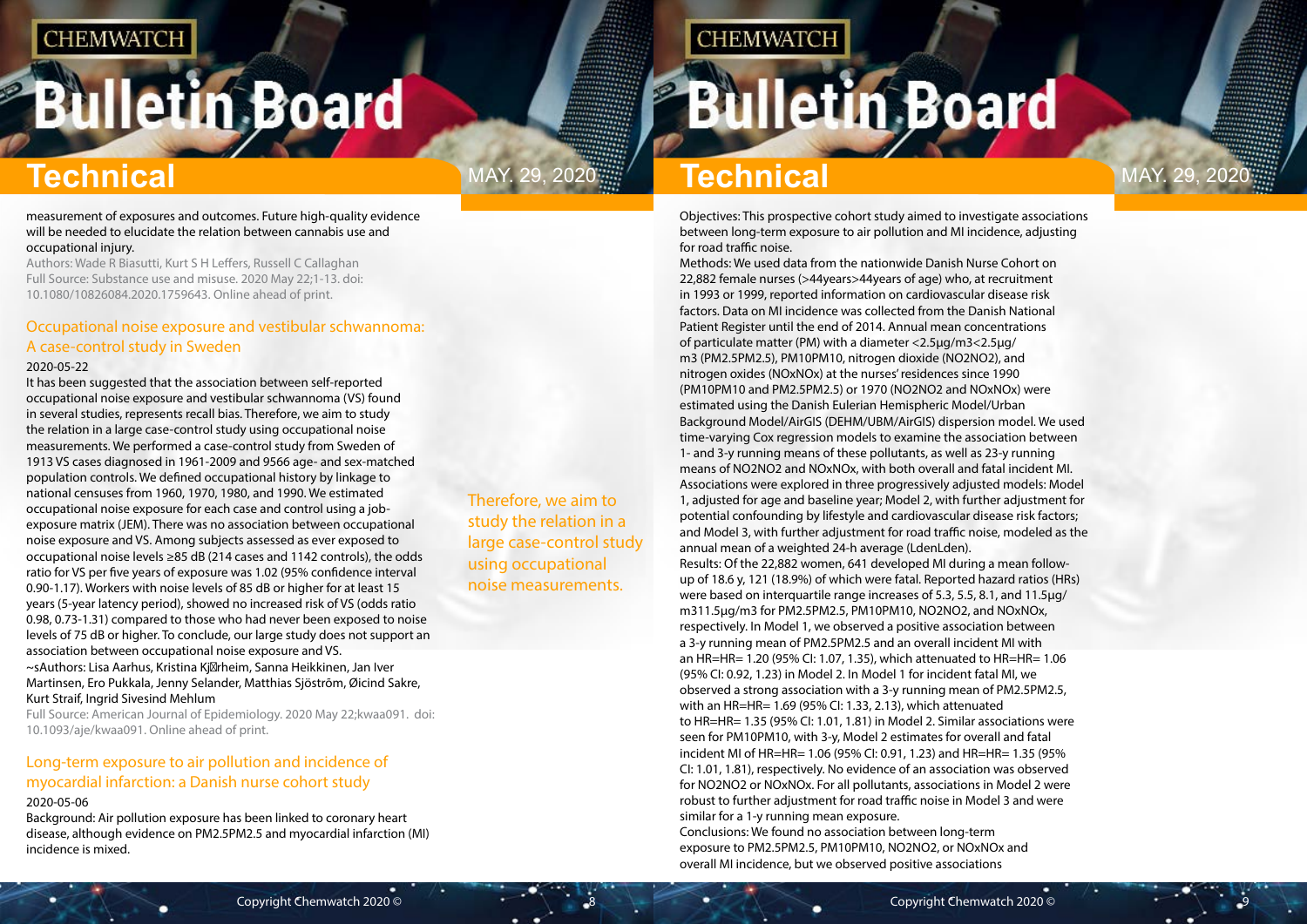measurement of exposures and outcomes. Future high-quality evidence will be needed to elucidate the relation between cannabis use and occupational injury.

Authors: Wade R Biasutti, Kurt S H Leffers, Russell C Callaghan

Full Source: Substance use and misuse. 2020 May 22;1-13. doi: 10.1080/10826084.2020.1759643. Online ahead of print.

## Occupational noise exposure and vestibular schwannoma: A case-control study in Sweden

2020-05-22

It has been suggested that the association between self-reported occupational noise exposure and vestibular schwannoma (VS) found in several studies, represents recall bias. Therefore, we aim to study the relation in a large case-control study using occupational noise measurements. We performed a case-control study from Sweden of 1913 VS cases diagnosed in 1961-2009 and 9566 age- and sex-matched population controls. We defined occupational history by linkage to national censuses from 1960, 1970, 1980, and 1990. We estimated occupational noise exposure for each case and control using a job-exposure matrix (JEM). There was no association between occupational noise exposure and VS. Among subjects assessed as ever exposed to occupational noise levels ≥85 dB (214 cases and 1142 controls), the odds ratio for VS per five years of exposure was 1.02 (95% confidence interval 0.90-1.17). Workers with noise levels of 85 dB or higher for at least 15 years (5-year latency period), showed no increased risk of VS (odds ratio 0.98, 0.73-1.31) compared to those who had never been exposed to noise levels of 75 dB or higher. To conclude, our large study does not support an association between occupational noise exposure and VS.

~sAuthors: Lisa Aarhus, Kristina Kj rheim, Sanna Heikkinen, Jan Iver Martinsen, Ero Pukkala, Jenny Selander, Matthias Sjöström, Øicind Sakre, Kurt Straif, Ingrid Sivesind Mehlum

Full Source: American Journal of Epidemiology. 2020 May 22;kwaa091. doi: 10.1093/aje/kwaa091. Online ahead of print.

Therefore, we aim to study the relation in a large case-control study using occupational noise measurements.

## Long-term exposure to air pollution and incidence of myocardial infarction: a Danish nurse cohort study

2020-05-06

Background: Air pollution exposure has been linked to coronary heart disease, although evidence on PM2.5PM2.5 and myocardial infarction (MI) incidence is mixed.

Objectives: This prospective cohort study aimed to investigate associations between long-term exposure to air pollution and MI incidence, adjusting for road traffic noise.

Methods: We used data from the nationwide Danish Nurse Cohort on 22,882 female nurses (>44years>44years of age) who, at recruitment in 1993 or 1999, reported information on cardiovascular disease risk factors. Data on MI incidence was collected from the Danish National Patient Register until the end of 2014. Annual mean concentrations of particulate matter (PM) with a diameter <2.5μg/m3<2.5μg/m3 (PM2.5PM2.5), PM10PM10, nitrogen dioxide (NO2NO2), and nitrogen oxides (NOxNOx) at the nurses' residences since 1990 (PM10PM10 and PM2.5PM2.5) or 1970 (NO2NO2 and NOxNOx) were estimated using the Danish Eulerian Hemispheric Model/Urban Background Model/AirGIS (DEHM/UBM/AirGIS) dispersion model. We used time-varying Cox regression models to examine the association between 1- and 3-y running means of these pollutants, as well as 23-y running means of NO2NO2 and NOxNOx, with both overall and fatal incident MI. Associations were explored in three progressively adjusted models: Model 1, adjusted for age and baseline year; Model 2, with further adjustment for potential confounding by lifestyle and cardiovascular disease risk factors; and Model 3, with further adjustment for road traffic noise, modeled as the annual mean of a weighted 24-h average (LdenLden).

Results: Of the 22,882 women, 641 developed MI during a mean follow-up of 18.6 y, 121 (18.9%) of which were fatal. Reported hazard ratios (HRs) were based on interquartile range increases of 5.3, 5.5, 8.1, and 11.5μg/m311.5μg/m3 for PM2.5PM2.5, PM10PM10, NO2NO2, and NOxNOx, respectively. In Model 1, we observed a positive association between a 3-y running mean of PM2.5PM2.5 and an overall incident MI with an HR=HR= 1.20 (95% CI: 1.07, 1.35), which attenuated to HR=HR= 1.06 (95% CI: 0.92, 1.23) in Model 2. In Model 1 for incident fatal MI, we observed a strong association with a 3-y running mean of PM2.5PM2.5, with an HR=HR= 1.69 (95% CI: 1.33, 2.13), which attenuated to HR=HR= 1.35 (95% CI: 1.01, 1.81) in Model 2. Similar associations were seen for PM10PM10, with 3-y, Model 2 estimates for overall and fatal incident MI of HR=HR= 1.06 (95% CI: 0.91, 1.23) and HR=HR= 1.35 (95% CI: 1.01, 1.81), respectively. No evidence of an association was observed for NO2NO2 or NOxNOx. For all pollutants, associations in Model 2 were robust to further adjustment for road traffic noise in Model 3 and were similar for a 1-y running mean exposure.

Conclusions: We found no association between long-term exposure to PM2.5PM2.5, PM10PM10, NO2NO2, or NOxNOx and overall MI incidence, but we observed positive associations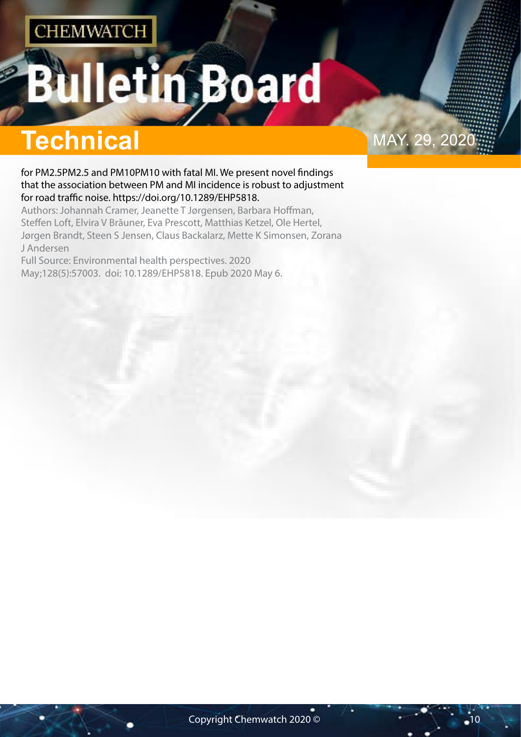for PM2.5PM2.5 and PM10PM10 with fatal MI. We present novel findings that the association between PM and MI incidence is robust to adjustment for road traffic noise. https://doi.org/10.1289/EHP5818.

Authors: Johannah Cramer, Jeanette T Jørgensen, Barbara Hoffman, Steffen Loft, Elvira V Bräuner, Eva Prescott, Matthias Ketzel, Ole Hertel, Jørgen Brandt, Steen S Jensen, Claus Backalarz, Mette K Simonsen, Zorana J Andersen

Full Source: Environmental health perspectives. 2020 May;128(5):57003. doi: 10.1289/EHP5818. Epub 2020 May 6.